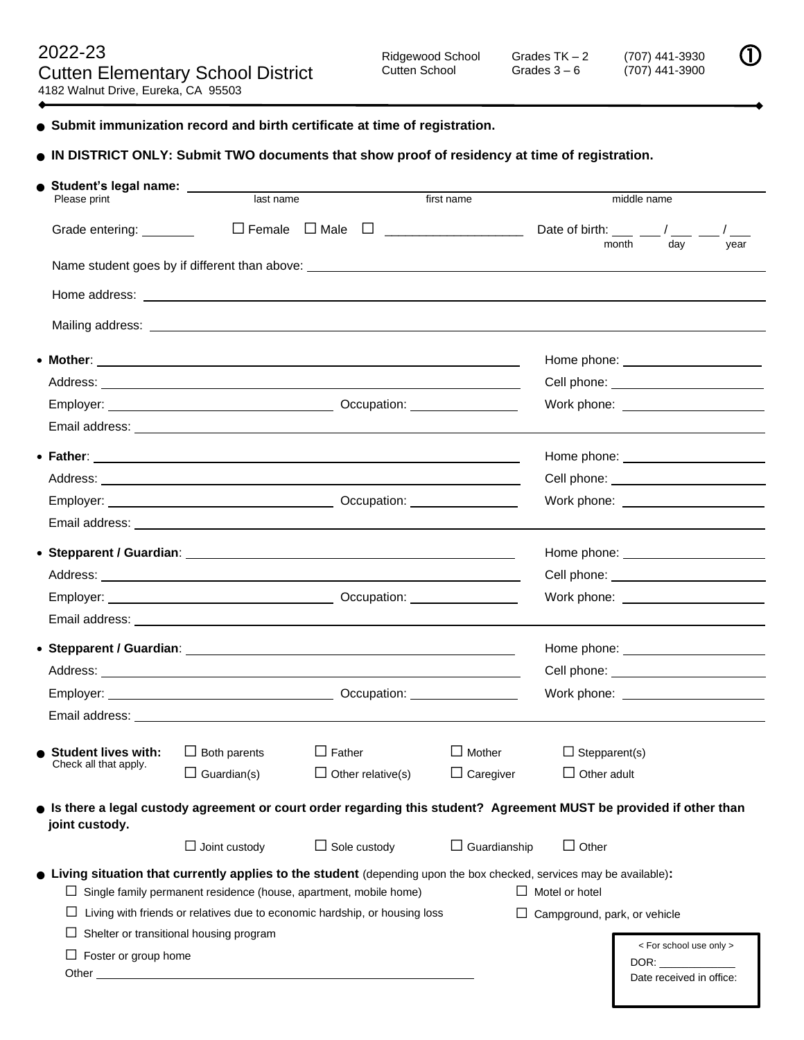# 2022-23
## Cutten Elementary School District
4182 Walnut Drive, Eureka, CA 95503

| | | |
|---|---|---|
| Ridgewood School | Grades TK – 2 | (707) 441-3930 |
| Cutten School | Grades 3 – 6 | (707) 441-3900 |

①

- **Submit immunization record and birth certificate at time of registration.**
- **IN DISTRICT ONLY: Submit TWO documents that show proof of residency at time of registration.**
- **Student's legal name:** ______________________________________________
  Please print — last name — first name — middle name

Grade entering: ________ ☐ Female ☐ Male ☐ ____________________ Date of birth: ___ ___ / ___ ___ / ___ (month / day / year)

Name student goes by if different than above: ______________________________

Home address: ______________________________

Mailing address: ______________________________

- **Mother**: ______________________________ Home phone: ______________
  Address: ______________________________ Cell phone: ______________
  Employer: ______________ Occupation: ______________ Work phone: ______________
  Email address: ______________________________

- **Father**: ______________________________ Home phone: ______________
  Address: ______________________________ Cell phone: ______________
  Employer: ______________ Occupation: ______________ Work phone: ______________
  Email address: ______________________________

- **Stepparent / Guardian**: ______________________________ Home phone: ______________
  Address: ______________________________ Cell phone: ______________
  Employer: ______________ Occupation: ______________ Work phone: ______________
  Email address: ______________________________

- **Stepparent / Guardian**: ______________________________ Home phone: ______________
  Address: ______________________________ Cell phone: ______________
  Employer: ______________ Occupation: ______________ Work phone: ______________
  Email address: ______________________________

- **Student lives with:** Check all that apply.
  ☐ Both parents ☐ Father ☐ Mother ☐ Stepparent(s)
  ☐ Guardian(s) ☐ Other relative(s) ☐ Caregiver ☐ Other adult

- **Is there a legal custody agreement or court order regarding this student? Agreement MUST be provided if other than joint custody.**
  ☐ Joint custody ☐ Sole custody ☐ Guardianship ☐ Other

- **Living situation that currently applies to the student** (depending upon the box checked, services may be available)**:**
  ☐ Single family permanent residence (house, apartment, mobile home)
  ☐ Motel or hotel
  ☐ Living with friends or relatives due to economic hardship, or housing loss
  ☐ Campground, park, or vehicle
  ☐ Shelter or transitional housing program
  ☐ Foster or group home
  Other ______________________________

< For school use only >
DOR: ____________
Date received in office: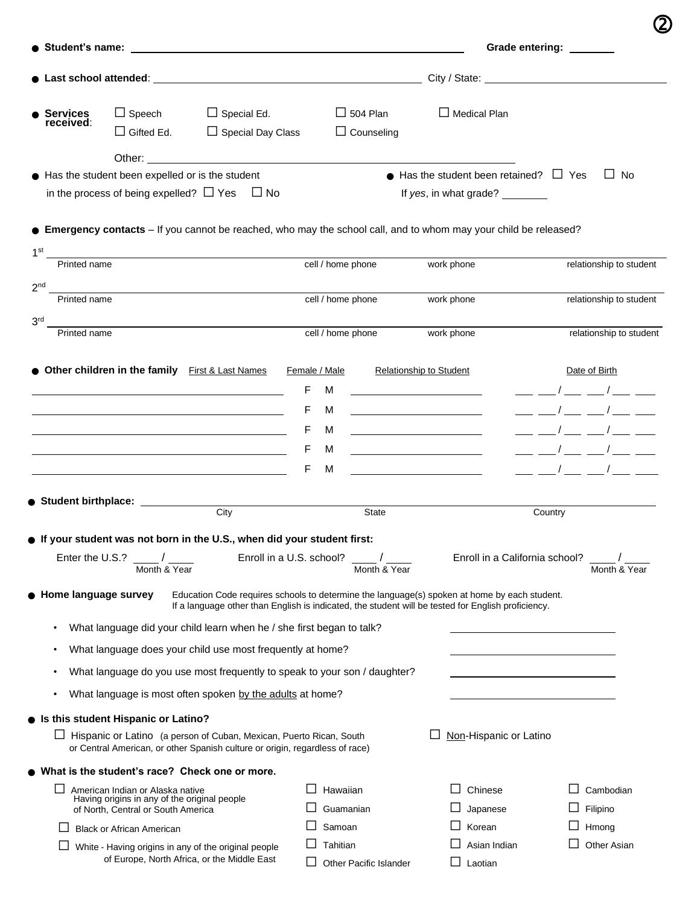- **Student's name:** ______________________________ **Grade entering:** ________

- **Last school attended**: ______________________________ City / State: ______________________________

- **Services received**:
  - ☐ Speech
  - ☐ Special Ed.
  - ☐ 504 Plan
  - ☐ Medical Plan
  - ☐ Gifted Ed.
  - ☐ Special Day Class
  - ☐ Counseling

  Other: ______________________________

- Has the student been expelled or is the student in the process of being expelled? ☐ Yes ☐ No

- Has the student been retained? ☐ Yes ☐ No
  If *yes*, in what grade? ________

- **Emergency contacts** – If you cannot be reached, who may the school call, and to whom may your child be released?

| | Printed name | cell / home phone | work phone | relationship to student |
|---|---|---|---|---|
| 1st | | | | |
| 2nd | | | | |
| 3rd | | | | |

- **Other children in the family**

| First & Last Names | Female / Male | Relationship to Student | Date of Birth |
|---|---|---|---|
| | F M | | __ __ / __ __ / __ __ |
| | F M | | __ __ / __ __ / __ __ |
| | F M | | __ __ / __ __ / __ __ |
| | F M | | __ __ / __ __ / __ __ |
| | F M | | __ __ / __ __ / __ __ |

- **Student birthplace:** ______________________________
  City State Country

- **If your student was not born in the U.S., when did your student first:**

  Enter the U.S.? ____ / ____ (Month & Year)    Enroll in a U.S. school? ____ / ____ (Month & Year)    Enroll in a California school? ____ / ____ (Month & Year)

- **Home language survey** Education Code requires schools to determine the language(s) spoken at home by each student. If a language other than English is indicated, the student will be tested for English proficiency.
  - What language did your child learn when he / she first began to talk? ______________
  - What language does your child use most frequently at home? ______________
  - What language do you use most frequently to speak to your son / daughter? ______________
  - What language is most often spoken by the adults at home? ______________

- **Is this student Hispanic or Latino?**
  - ☐ Hispanic or Latino (a person of Cuban, Mexican, Puerto Rican, South or Central American, or other Spanish culture or origin, regardless of race)
  - ☐ Non-Hispanic or Latino

- **What is the student's race? Check one or more.**
  - ☐ American Indian or Alaska native
    Having origins in any of the original people of North, Central or South America
  - ☐ Black or African American
  - ☐ White - Having origins in any of the original people of Europe, North Africa, or the Middle East
  - ☐ Hawaiian
  - ☐ Guamanian
  - ☐ Samoan
  - ☐ Tahitian
  - ☐ Other Pacific Islander
  - ☐ Chinese
  - ☐ Japanese
  - ☐ Korean
  - ☐ Asian Indian
  - ☐ Laotian
  - ☐ Cambodian
  - ☐ Filipino
  - ☐ Hmong
  - ☐ Other Asian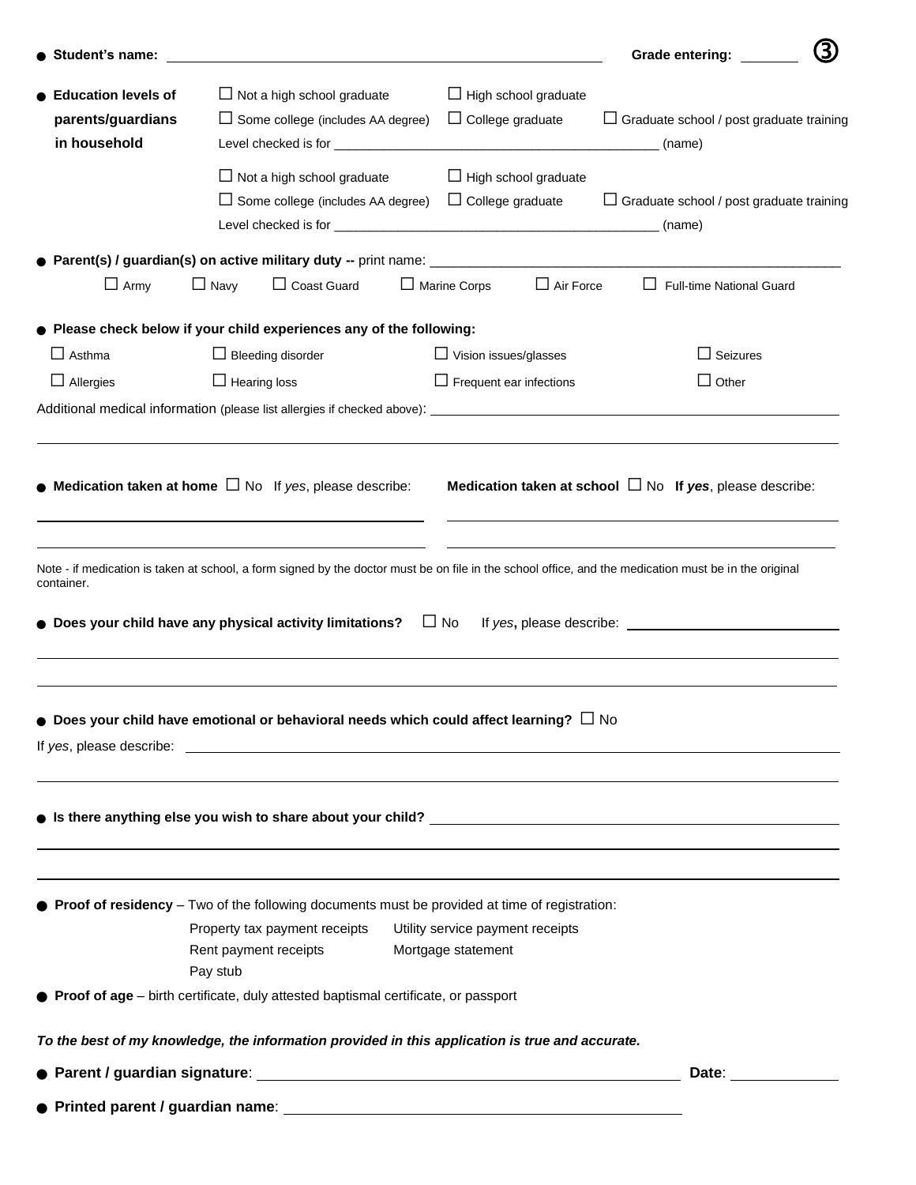● **Student's name:** ______________________________ **Grade entering:** ________ ③

● **Education levels of parents/guardians in household**

☐ Not a high school graduate ☐ High school graduate
☐ Some college (includes AA degree) ☐ College graduate ☐ Graduate school / post graduate training
Level checked is for ____________________________________________ (name)

☐ Not a high school graduate ☐ High school graduate
☐ Some college (includes AA degree) ☐ College graduate ☐ Graduate school / post graduate training
Level checked is for ____________________________________________ (name)

● **Parent(s) / guardian(s) on active military duty --** print name: ______________________________________________________

☐ Army ☐ Navy ☐ Coast Guard ☐ Marine Corps ☐ Air Force ☐ Full-time National Guard

● **Please check below if your child experiences any of the following:**

☐ Asthma ☐ Bleeding disorder ☐ Vision issues/glasses ☐ Seizures
☐ Allergies ☐ Hearing loss ☐ Frequent ear infections ☐ Other

Additional medical information (please list allergies if checked above): ____________________________________________

______________________________________________________________________________

● **Medication taken at home** ☐ No If *yes*, please describe: ______________________________________________

______________________________________________

**Medication taken at school** ☐ No **If *yes***, please describe: ______________________________________________

______________________________________________

Note - if medication is taken at school, a form signed by the doctor must be on file in the school office, and the medication must be in the original container.

● **Does your child have any physical activity limitations?** ☐ No If *yes***,** please describe: ____________________________

______________________________________________________________________________

______________________________________________________________________________

● **Does your child have emotional or behavioral needs which could affect learning?** ☐ No

If *yes*, please describe: ______________________________________________________________________

______________________________________________________________________________

● **Is there anything else you wish to share about your child?** ____________________________________________

______________________________________________________________________________

______________________________________________________________________________

● **Proof of residency** – Two of the following documents must be provided at time of registration:

- Property tax payment receipts
- Utility service payment receipts
- Rent payment receipts
- Mortgage statement
- Pay stub

● **Proof of age** – birth certificate, duly attested baptismal certificate, or passport

***To the best of my knowledge, the information provided in this application is true and accurate.***

● **Parent / guardian signature**: ____________________________________________ **Date**: ____________

● **Printed parent / guardian name**: ____________________________________________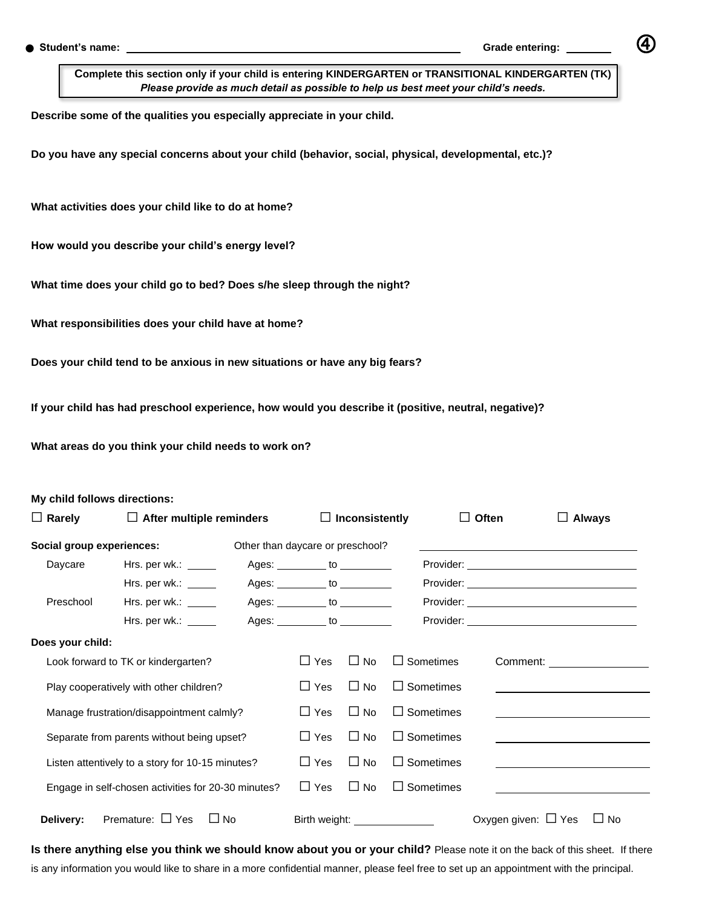● **Student's name:** ______________________________ **Grade entering:** ________ ④

**Complete this section only if your child is entering KINDERGARTEN or TRANSITIONAL KINDERGARTEN (TK)**
***Please provide as much detail as possible to help us best meet your child's needs.***

**Describe some of the qualities you especially appreciate in your child.**

**Do you have any special concerns about your child (behavior, social, physical, developmental, etc.)?**

**What activities does your child like to do at home?**

**How would you describe your child's energy level?**

**What time does your child go to bed? Does s/he sleep through the night?**

**What responsibilities does your child have at home?**

**Does your child tend to be anxious in new situations or have any big fears?**

**If your child has had preschool experience, how would you describe it (positive, neutral, negative)?**

**What areas do you think your child needs to work on?**

**My child follows directions:**

☐ **Rarely** ☐ **After multiple reminders** ☐ **Inconsistently** ☐ **Often** ☐ **Always**

**Social group experiences:** Other than daycare or preschool? ______________________________

| | | | |
|---|---|---|---|
| Daycare | Hrs. per wk.: _____ | Ages: ________ to ________ | Provider: ______________________ |
| | Hrs. per wk.: _____ | Ages: ________ to ________ | Provider: ______________________ |
| Preschool | Hrs. per wk.: _____ | Ages: ________ to ________ | Provider: ______________________ |
| | Hrs. per wk.: _____ | Ages: ________ to ________ | Provider: ______________________ |

**Does your child:**

| | | | | |
|---|---|---|---|---|
| Look forward to TK or kindergarten? | ☐ Yes | ☐ No | ☐ Sometimes | Comment: ______________ |
| Play cooperatively with other children? | ☐ Yes | ☐ No | ☐ Sometimes | ______________ |
| Manage frustration/disappointment calmly? | ☐ Yes | ☐ No | ☐ Sometimes | ______________ |
| Separate from parents without being upset? | ☐ Yes | ☐ No | ☐ Sometimes | ______________ |
| Listen attentively to a story for 10-15 minutes? | ☐ Yes | ☐ No | ☐ Sometimes | ______________ |
| Engage in self-chosen activities for 20-30 minutes? | ☐ Yes | ☐ No | ☐ Sometimes | ______________ |

**Delivery:** Premature: ☐ Yes ☐ No Birth weight: ____________ Oxygen given: ☐ Yes ☐ No

**Is there anything else you think we should know about you or your child?** Please note it on the back of this sheet. If there is any information you would like to share in a more confidential manner, please feel free to set up an appointment with the principal.